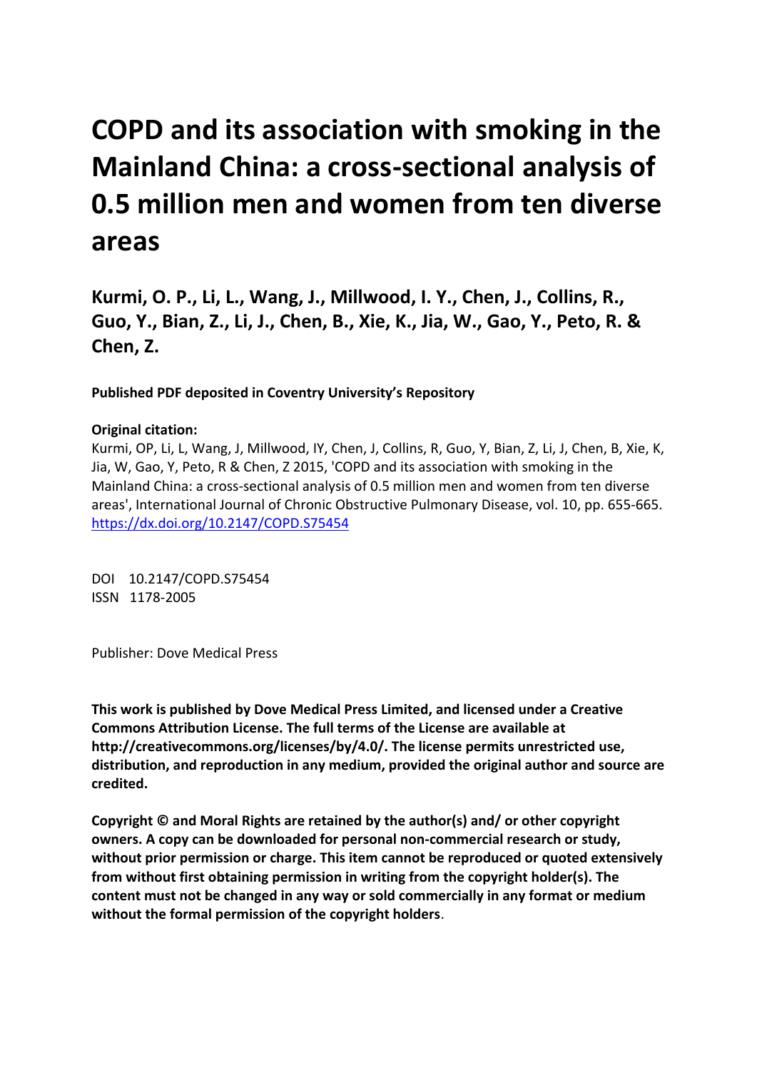# COPD and its association with smoking in the Mainland China: a cross-sectional analysis of 0.5 million men and women from ten diverse areas

**Kurmi, O. P., Li, L., Wang, J., Millwood, I. Y., Chen, J., Collins, R., Guo, Y., Bian, Z., Li, J., Chen, B., Xie, K., Jia, W., Gao, Y., Peto, R. & Chen, Z.**

**Published PDF deposited in Coventry University's Repository**

**Original citation:**

Kurmi, OP, Li, L, Wang, J, Millwood, IY, Chen, J, Collins, R, Guo, Y, Bian, Z, Li, J, Chen, B, Xie, K, Jia, W, Gao, Y, Peto, R & Chen, Z 2015, 'COPD and its association with smoking in the Mainland China: a cross-sectional analysis of 0.5 million men and women from ten diverse areas', International Journal of Chronic Obstructive Pulmonary Disease, vol. 10, pp. 655-665. https://dx.doi.org/10.2147/COPD.S75454

DOI 10.2147/COPD.S75454
ISSN 1178-2005

Publisher: Dove Medical Press

**This work is published by Dove Medical Press Limited, and licensed under a Creative Commons Attribution License. The full terms of the License are available at http://creativecommons.org/licenses/by/4.0/. The license permits unrestricted use, distribution, and reproduction in any medium, provided the original author and source are credited.**

**Copyright © and Moral Rights are retained by the author(s) and/ or other copyright owners. A copy can be downloaded for personal non-commercial research or study, without prior permission or charge. This item cannot be reproduced or quoted extensively from without first obtaining permission in writing from the copyright holder(s). The content must not be changed in any way or sold commercially in any format or medium without the formal permission of the copyright holders**.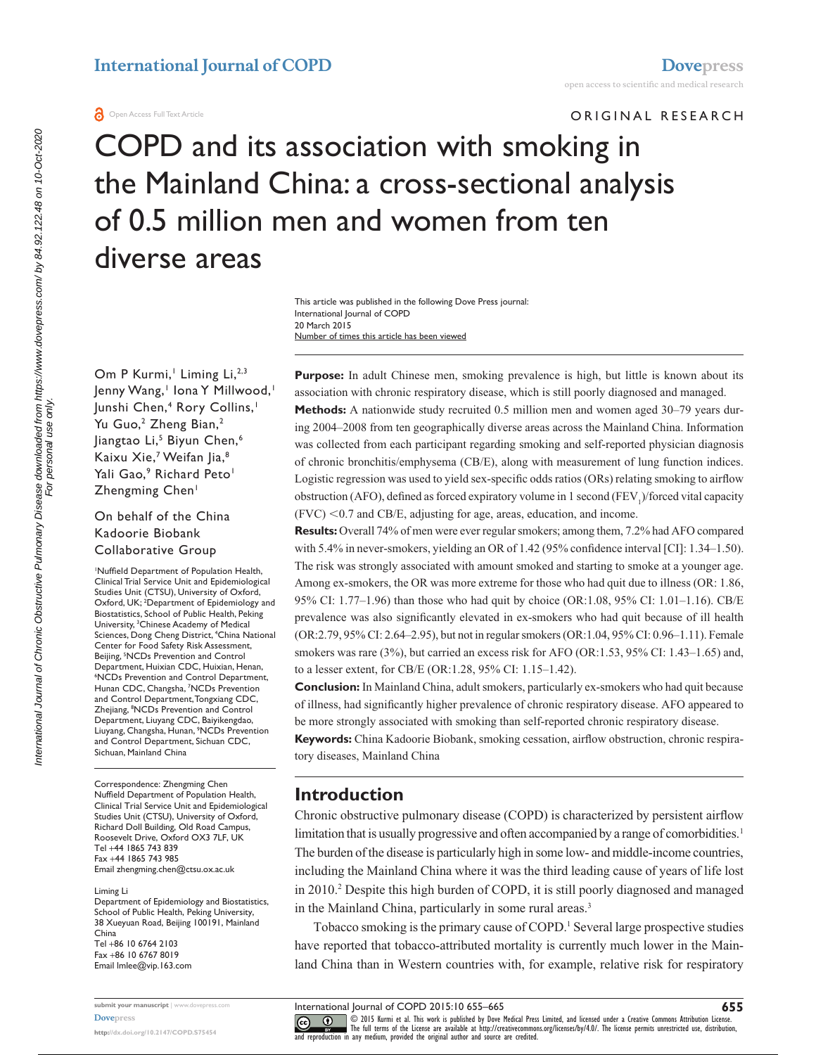# COPD and its association with smoking in the Mainland China: a cross-sectional analysis of 0.5 million men and women from ten diverse areas

This article was published in the following Dove Press journal:
International Journal of COPD
20 March 2015
Number of times this article has been viewed

Om P Kurmi,[1] Liming Li,[2,3] Jenny Wang,[1] Iona Y Millwood,[1] Junshi Chen,[4] Rory Collins,[1] Yu Guo,[2] Zheng Bian,[2] Jiangtao Li,[5] Biyun Chen,[6] Kaixu Xie,[7] Weifan Jia,[8] Yali Gao,[9] Richard Peto[1] Zhengming Chen[1]

On behalf of the China Kadoorie Biobank Collaborative Group

[1]Nuffield Department of Population Health, Clinical Trial Service Unit and Epidemiological Studies Unit (CTSU), University of Oxford, Oxford, UK; [2]Department of Epidemiology and Biostatistics, School of Public Health, Peking University, [3]Chinese Academy of Medical Sciences, Dong Cheng District, [4]China National Center for Food Safety Risk Assessment, Beijing, [5]NCDs Prevention and Control Department, Huixian CDC, Huixian, Henan, [6]NCDs Prevention and Control Department, Hunan CDC, Changsha, [7]NCDs Prevention and Control Department, Tongxiang CDC, Zhejiang, [8]NCDs Prevention and Control Department, Liuyang CDC, Baiyikengdao, Liuyang, Changsha, Hunan, [9]NCDs Prevention and Control Department, Sichuan CDC, Sichuan, Mainland China

Correspondence: Zhengming Chen
Nuffield Department of Population Health, Clinical Trial Service Unit and Epidemiological Studies Unit (CTSU), University of Oxford, Richard Doll Building, Old Road Campus, Roosevelt Drive, Oxford OX3 7LF, UK
Tel +44 1865 743 839
Fax +44 1865 743 985
Email zhengming.chen@ctsu.ox.ac.uk

Liming Li
Department of Epidemiology and Biostatistics, School of Public Health, Peking University, 38 Xueyuan Road, Beijing 100191, Mainland China
Tel +86 10 6764 2103
Fax +86 10 6767 8019
Email lmlee@vip.163.com

**Purpose:** In adult Chinese men, smoking prevalence is high, but little is known about its association with chronic respiratory disease, which is still poorly diagnosed and managed.

**Methods:** A nationwide study recruited 0.5 million men and women aged 30–79 years during 2004–2008 from ten geographically diverse areas across the Mainland China. Information was collected from each participant regarding smoking and self-reported physician diagnosis of chronic bronchitis/emphysema (CB/E), along with measurement of lung function indices. Logistic regression was used to yield sex-specific odds ratios (ORs) relating smoking to airflow obstruction (AFO), defined as forced expiratory volume in 1 second ($FEV_1$)/forced vital capacity (FVC) <0.7 and CB/E, adjusting for age, areas, education, and income.

**Results:** Overall 74% of men were ever regular smokers; among them, 7.2% had AFO compared with 5.4% in never-smokers, yielding an OR of 1.42 (95% confidence interval [CI]: 1.34–1.50). The risk was strongly associated with amount smoked and starting to smoke at a younger age. Among ex-smokers, the OR was more extreme for those who had quit due to illness (OR: 1.86, 95% CI: 1.77–1.96) than those who had quit by choice (OR:1.08, 95% CI: 1.01–1.16). CB/E prevalence was also significantly elevated in ex-smokers who had quit because of ill health (OR:2.79, 95% CI: 2.64–2.95), but not in regular smokers (OR:1.04, 95% CI: 0.96–1.11). Female smokers was rare (3%), but carried an excess risk for AFO (OR:1.53, 95% CI: 1.43–1.65) and, to a lesser extent, for CB/E (OR:1.28, 95% CI: 1.15–1.42).

**Conclusion:** In Mainland China, adult smokers, particularly ex-smokers who had quit because of illness, had significantly higher prevalence of chronic respiratory disease. AFO appeared to be more strongly associated with smoking than self-reported chronic respiratory disease.

**Keywords:** China Kadoorie Biobank, smoking cessation, airflow obstruction, chronic respiratory diseases, Mainland China

## Introduction

Chronic obstructive pulmonary disease (COPD) is characterized by persistent airflow limitation that is usually progressive and often accompanied by a range of comorbidities.[1] The burden of the disease is particularly high in some low- and middle-income countries, including the Mainland China where it was the third leading cause of years of life lost in 2010.[2] Despite this high burden of COPD, it is still poorly diagnosed and managed in the Mainland China, particularly in some rural areas.[3]

Tobacco smoking is the primary cause of COPD.[1] Several large prospective studies have reported that tobacco-attributed mortality is currently much lower in the Mainland China than in Western countries with, for example, relative risk for respiratory

© 2015 Kurmi et al. This work is published by Dove Medical Press Limited, and licensed under a Creative Commons Attribution License. The full terms of the License are available at http://creativecommons.org/licenses/by/4.0/. The license permits unrestricted use, distribution, and reproduction in any medium, provided the original author and source are credited.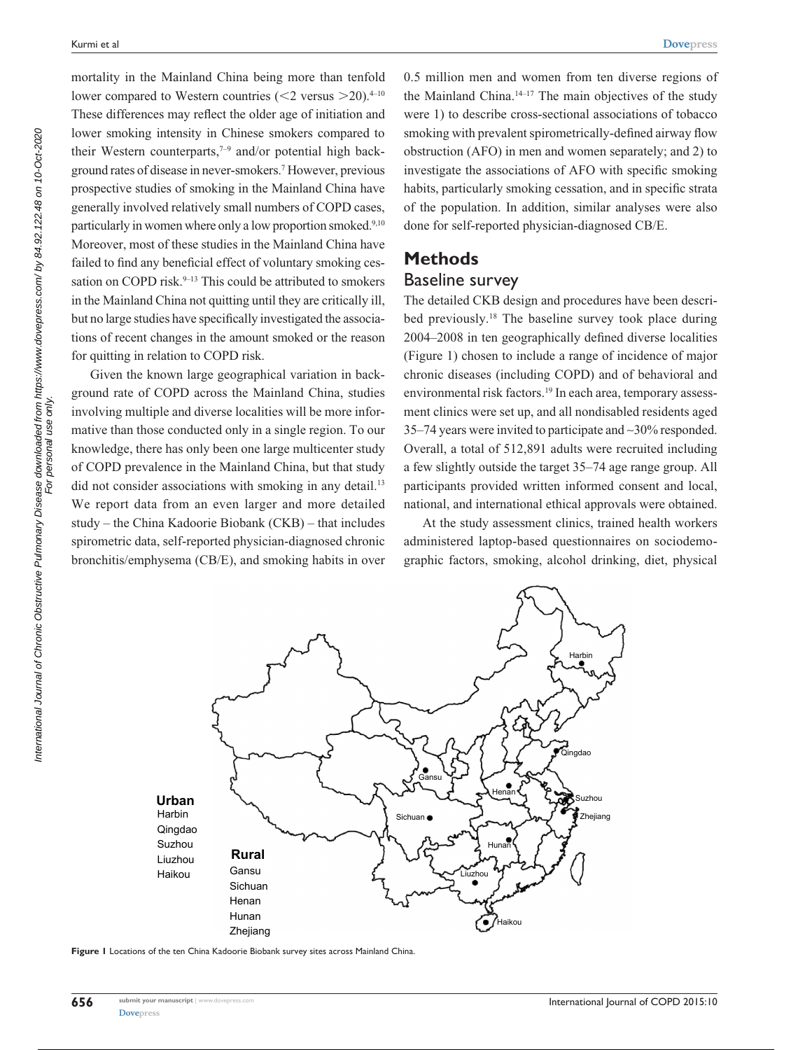mortality in the Mainland China being more than tenfold lower compared to Western countries (<2 versus >20).[4–10] These differences may reflect the older age of initiation and lower smoking intensity in Chinese smokers compared to their Western counterparts,[7–9] and/or potential high background rates of disease in never-smokers.[7] However, previous prospective studies of smoking in the Mainland China have generally involved relatively small numbers of COPD cases, particularly in women where only a low proportion smoked.[9,10] Moreover, most of these studies in the Mainland China have failed to find any beneficial effect of voluntary smoking cessation on COPD risk.[9–13] This could be attributed to smokers in the Mainland China not quitting until they are critically ill, but no large studies have specifically investigated the associations of recent changes in the amount smoked or the reason for quitting in relation to COPD risk.

Given the known large geographical variation in background rate of COPD across the Mainland China, studies involving multiple and diverse localities will be more informative than those conducted only in a single region. To our knowledge, there has only been one large multicenter study of COPD prevalence in the Mainland China, but that study did not consider associations with smoking in any detail.[13] We report data from an even larger and more detailed study – the China Kadoorie Biobank (CKB) – that includes spirometric data, self-reported physician-diagnosed chronic bronchitis/emphysema (CB/E), and smoking habits in over 0.5 million men and women from ten diverse regions of the Mainland China.[14–17] The main objectives of the study were 1) to describe cross-sectional associations of tobacco smoking with prevalent spirometrically-defined airway flow obstruction (AFO) in men and women separately; and 2) to investigate the associations of AFO with specific smoking habits, particularly smoking cessation, and in specific strata of the population. In addition, similar analyses were also done for self-reported physician-diagnosed CB/E.

## Methods

### Baseline survey

The detailed CKB design and procedures have been described previously.[18] The baseline survey took place during 2004–2008 in ten geographically defined diverse localities (Figure 1) chosen to include a range of incidence of major chronic diseases (including COPD) and of behavioral and environmental risk factors.[19] In each area, temporary assessment clinics were set up, and all nondisabled residents aged 35–74 years were invited to participate and ~30% responded. Overall, a total of 512,891 adults were recruited including a few slightly outside the target 35–74 age range group. All participants provided written informed consent and local, national, and international ethical approvals were obtained.

At the study assessment clinics, trained health workers administered laptop-based questionnaires on sociodemographic factors, smoking, alcohol drinking, diet, physical

**Figure 1** Locations of the ten China Kadoorie Biobank survey sites across Mainland China.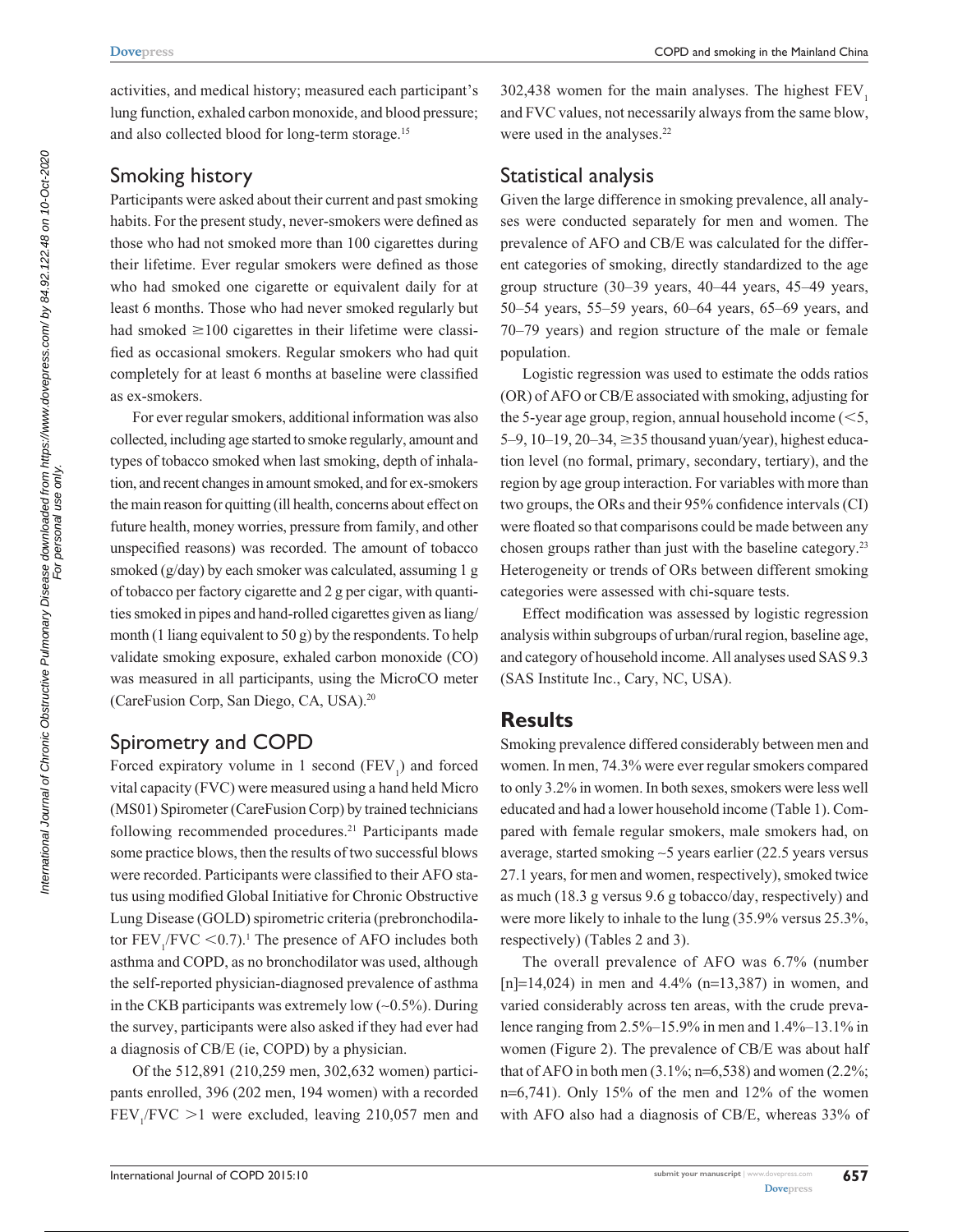activities, and medical history; measured each participant's lung function, exhaled carbon monoxide, and blood pressure; and also collected blood for long-term storage.[15]

## Smoking history

Participants were asked about their current and past smoking habits. For the present study, never-smokers were defined as those who had not smoked more than 100 cigarettes during their lifetime. Ever regular smokers were defined as those who had smoked one cigarette or equivalent daily for at least 6 months. Those who had never smoked regularly but had smoked $\geq$100 cigarettes in their lifetime were classified as occasional smokers. Regular smokers who had quit completely for at least 6 months at baseline were classified as ex-smokers.

For ever regular smokers, additional information was also collected, including age started to smoke regularly, amount and types of tobacco smoked when last smoking, depth of inhalation, and recent changes in amount smoked, and for ex-smokers the main reason for quitting (ill health, concerns about effect on future health, money worries, pressure from family, and other unspecified reasons) was recorded. The amount of tobacco smoked (g/day) by each smoker was calculated, assuming 1 g of tobacco per factory cigarette and 2 g per cigar, with quantities smoked in pipes and hand-rolled cigarettes given as liang/month (1 liang equivalent to 50 g) by the respondents. To help validate smoking exposure, exhaled carbon monoxide (CO) was measured in all participants, using the MicroCO meter (CareFusion Corp, San Diego, CA, USA).[20]

## Spirometry and COPD

Forced expiratory volume in 1 second ($FEV_1$) and forced vital capacity (FVC) were measured using a hand held Micro (MS01) Spirometer (CareFusion Corp) by trained technicians following recommended procedures.[21] Participants made some practice blows, then the results of two successful blows were recorded. Participants were classified to their AFO status using modified Global Initiative for Chronic Obstructive Lung Disease (GOLD) spirometric criteria (prebronchodilator $FEV_1/FVC < 0.7$).[1] The presence of AFO includes both asthma and COPD, as no bronchodilator was used, although the self-reported physician-diagnosed prevalence of asthma in the CKB participants was extremely low (~0.5%). During the survey, participants were also asked if they had ever had a diagnosis of CB/E (ie, COPD) by a physician.

Of the 512,891 (210,259 men, 302,632 women) participants enrolled, 396 (202 men, 194 women) with a recorded $FEV_1/FVC > 1$ were excluded, leaving 210,057 men and 302,438 women for the main analyses. The highest $FEV_1$ and FVC values, not necessarily always from the same blow, were used in the analyses.[22]

## Statistical analysis

Given the large difference in smoking prevalence, all analyses were conducted separately for men and women. The prevalence of AFO and CB/E was calculated for the different categories of smoking, directly standardized to the age group structure (30–39 years, 40–44 years, 45–49 years, 50–54 years, 55–59 years, 60–64 years, 65–69 years, and 70–79 years) and region structure of the male or female population.

Logistic regression was used to estimate the odds ratios (OR) of AFO or CB/E associated with smoking, adjusting for the 5-year age group, region, annual household income (<5, 5–9, 10–19, 20–34, $\geq$35 thousand yuan/year), highest education level (no formal, primary, secondary, tertiary), and the region by age group interaction. For variables with more than two groups, the ORs and their 95% confidence intervals (CI) were floated so that comparisons could be made between any chosen groups rather than just with the baseline category.[23] Heterogeneity or trends of ORs between different smoking categories were assessed with chi-square tests.

Effect modification was assessed by logistic regression analysis within subgroups of urban/rural region, baseline age, and category of household income. All analyses used SAS 9.3 (SAS Institute Inc., Cary, NC, USA).

## Results

Smoking prevalence differed considerably between men and women. In men, 74.3% were ever regular smokers compared to only 3.2% in women. In both sexes, smokers were less well educated and had a lower household income (Table 1). Compared with female regular smokers, male smokers had, on average, started smoking ~5 years earlier (22.5 years versus 27.1 years, for men and women, respectively), smoked twice as much (18.3 g versus 9.6 g tobacco/day, respectively) and were more likely to inhale to the lung (35.9% versus 25.3%, respectively) (Tables 2 and 3).

The overall prevalence of AFO was 6.7% (number [n]=14,024) in men and 4.4% (n=13,387) in women, and varied considerably across ten areas, with the crude prevalence ranging from 2.5%–15.9% in men and 1.4%–13.1% in women (Figure 2). The prevalence of CB/E was about half that of AFO in both men (3.1%; n=6,538) and women (2.2%; n=6,741). Only 15% of the men and 12% of the women with AFO also had a diagnosis of CB/E, whereas 33% of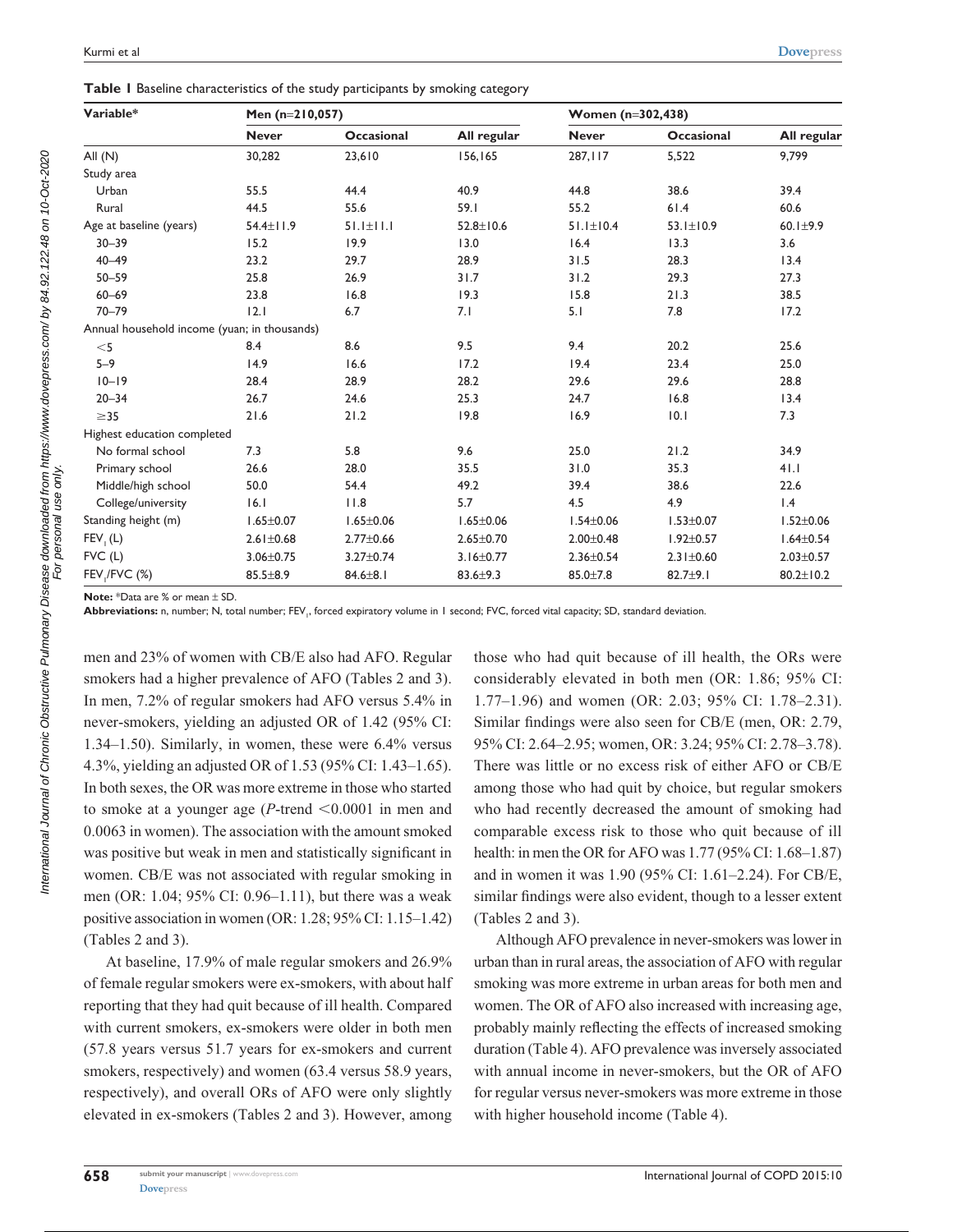**Table 1** Baseline characteristics of the study participants by smoking category

| Variable* | Men (n=210,057) | | | Women (n=302,438) | | |
|---|---|---|---|---|---|---|
| | Never | Occasional | All regular | Never | Occasional | All regular |
| All (N) | 30,282 | 23,610 | 156,165 | 287,117 | 5,522 | 9,799 |
| Study area | | | | | | |
| Urban | 55.5 | 44.4 | 40.9 | 44.8 | 38.6 | 39.4 |
| Rural | 44.5 | 55.6 | 59.1 | 55.2 | 61.4 | 60.6 |
| Age at baseline (years) | 54.4±11.9 | 51.1±11.1 | 52.8±10.6 | 51.1±10.4 | 53.1±10.9 | 60.1±9.9 |
| 30–39 | 15.2 | 19.9 | 13.0 | 16.4 | 13.3 | 3.6 |
| 40–49 | 23.2 | 29.7 | 28.9 | 31.5 | 28.3 | 13.4 |
| 50–59 | 25.8 | 26.9 | 31.7 | 31.2 | 29.3 | 27.3 |
| 60–69 | 23.8 | 16.8 | 19.3 | 15.8 | 21.3 | 38.5 |
| 70–79 | 12.1 | 6.7 | 7.1 | 5.1 | 7.8 | 17.2 |
| Annual household income (yuan; in thousands) | | | | | | |
| <5 | 8.4 | 8.6 | 9.5 | 9.4 | 20.2 | 25.6 |
| 5–9 | 14.9 | 16.6 | 17.2 | 19.4 | 23.4 | 25.0 |
| 10–19 | 28.4 | 28.9 | 28.2 | 29.6 | 29.6 | 28.8 |
| 20–34 | 26.7 | 24.6 | 25.3 | 24.7 | 16.8 | 13.4 |
| ≥35 | 21.6 | 21.2 | 19.8 | 16.9 | 10.1 | 7.3 |
| Highest education completed | | | | | | |
| No formal school | 7.3 | 5.8 | 9.6 | 25.0 | 21.2 | 34.9 |
| Primary school | 26.6 | 28.0 | 35.5 | 31.0 | 35.3 | 41.1 |
| Middle/high school | 50.0 | 54.4 | 49.2 | 39.4 | 38.6 | 22.6 |
| College/university | 16.1 | 11.8 | 5.7 | 4.5 | 4.9 | 1.4 |
| Standing height (m) | 1.65±0.07 | 1.65±0.06 | 1.65±0.06 | 1.54±0.06 | 1.53±0.07 | 1.52±0.06 |
| $FEV_1$ (L) | 2.61±0.68 | 2.77±0.66 | 2.65±0.70 | 2.00±0.48 | 1.92±0.57 | 1.64±0.54 |
| FVC (L) | 3.06±0.75 | 3.27±0.74 | 3.16±0.77 | 2.36±0.54 | 2.31±0.60 | 2.03±0.57 |
| $FEV_1$/FVC (%) | 85.5±8.9 | 84.6±8.1 | 83.6±9.3 | 85.0±7.8 | 82.7±9.1 | 80.2±10.2 |

**Note:** *Data are % or mean ± SD.
**Abbreviations:** n, number; N, total number; $FEV_1$, forced expiratory volume in 1 second; FVC, forced vital capacity; SD, standard deviation.

men and 23% of women with CB/E also had AFO. Regular smokers had a higher prevalence of AFO (Tables 2 and 3). In men, 7.2% of regular smokers had AFO versus 5.4% in never-smokers, yielding an adjusted OR of 1.42 (95% CI: 1.34–1.50). Similarly, in women, these were 6.4% versus 4.3%, yielding an adjusted OR of 1.53 (95% CI: 1.43–1.65). In both sexes, the OR was more extreme in those who started to smoke at a younger age (*P*-trend <0.0001 in men and 0.0063 in women). The association with the amount smoked was positive but weak in men and statistically significant in women. CB/E was not associated with regular smoking in men (OR: 1.04; 95% CI: 0.96–1.11), but there was a weak positive association in women (OR: 1.28; 95% CI: 1.15–1.42) (Tables 2 and 3).

At baseline, 17.9% of male regular smokers and 26.9% of female regular smokers were ex-smokers, with about half reporting that they had quit because of ill health. Compared with current smokers, ex-smokers were older in both men (57.8 years versus 51.7 years for ex-smokers and current smokers, respectively) and women (63.4 versus 58.9 years, respectively), and overall ORs of AFO were only slightly elevated in ex-smokers (Tables 2 and 3). However, among those who had quit because of ill health, the ORs were considerably elevated in both men (OR: 1.86; 95% CI: 1.77–1.96) and women (OR: 2.03; 95% CI: 1.78–2.31). Similar findings were also seen for CB/E (men, OR: 2.79, 95% CI: 2.64–2.95; women, OR: 3.24; 95% CI: 2.78–3.78). There was little or no excess risk of either AFO or CB/E among those who had quit by choice, but regular smokers who had recently decreased the amount of smoking had comparable excess risk to those who quit because of ill health: in men the OR for AFO was 1.77 (95% CI: 1.68–1.87) and in women it was 1.90 (95% CI: 1.61–2.24). For CB/E, similar findings were also evident, though to a lesser extent (Tables 2 and 3).

Although AFO prevalence in never-smokers was lower in urban than in rural areas, the association of AFO with regular smoking was more extreme in urban areas for both men and women. The OR of AFO also increased with increasing age, probably mainly reflecting the effects of increased smoking duration (Table 4). AFO prevalence was inversely associated with annual income in never-smokers, but the OR of AFO for regular versus never-smokers was more extreme in those with higher household income (Table 4).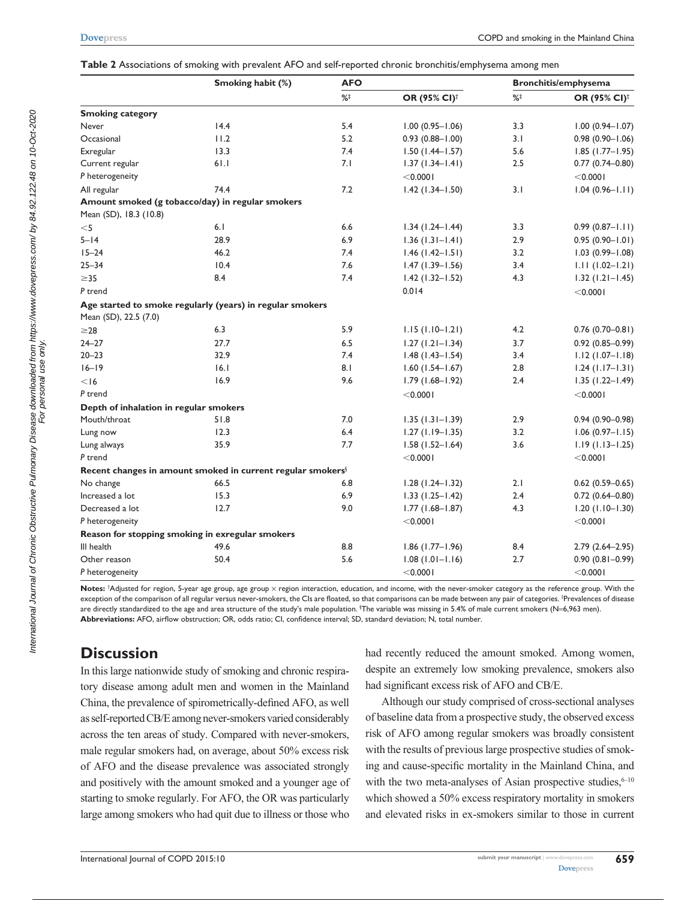**Table 2** Associations of smoking with prevalent AFO and self-reported chronic bronchitis/emphysema among men

| | Smoking habit (%) | AFO | | Bronchitis/emphysema | |
|---|---|---|---|---|---|
| | | %[‡] | OR (95% CI)[†] | %[‡] | OR (95% CI)[†] |
| **Smoking category** | | | | | |
| Never | 14.4 | 5.4 | 1.00 (0.95–1.06) | 3.3 | 1.00 (0.94–1.07) |
| Occasional | 11.2 | 5.2 | 0.93 (0.88–1.00) | 3.1 | 0.98 (0.90–1.06) |
| Exregular | 13.3 | 7.4 | 1.50 (1.44–1.57) | 5.6 | 1.85 (1.77–1.95) |
| Current regular | 61.1 | 7.1 | 1.37 (1.34–1.41) | 2.5 | 0.77 (0.74–0.80) |
| *P* heterogeneity | | | <0.0001 | | <0.0001 |
| All regular | 74.4 | 7.2 | 1.42 (1.34–1.50) | 3.1 | 1.04 (0.96–1.11) |
| **Amount smoked (g tobacco/day) in regular smokers** | | | | | |
| Mean (SD), 18.3 (10.8) | | | | | |
| <5 | 6.1 | 6.6 | 1.34 (1.24–1.44) | 3.3 | 0.99 (0.87–1.11) |
| 5–14 | 28.9 | 6.9 | 1.36 (1.31–1.41) | 2.9 | 0.95 (0.90–1.01) |
| 15–24 | 46.2 | 7.4 | 1.46 (1.42–1.51) | 3.2 | 1.03 (0.99–1.08) |
| 25–34 | 10.4 | 7.6 | 1.47 (1.39–1.56) | 3.4 | 1.11 (1.02–1.21) |
| ≥35 | 8.4 | 7.4 | 1.42 (1.32–1.52) | 4.3 | 1.32 (1.21–1.45) |
| *P* trend | | | 0.014 | | <0.0001 |
| **Age started to smoke regularly (years) in regular smokers** | | | | | |
| Mean (SD), 22.5 (7.0) | | | | | |
| ≥28 | 6.3 | 5.9 | 1.15 (1.10–1.21) | 4.2 | 0.76 (0.70–0.81) |
| 24–27 | 27.7 | 6.5 | 1.27 (1.21–1.34) | 3.7 | 0.92 (0.85–0.99) |
| 20–23 | 32.9 | 7.4 | 1.48 (1.43–1.54) | 3.4 | 1.12 (1.07–1.18) |
| 16–19 | 16.1 | 8.1 | 1.60 (1.54–1.67) | 2.8 | 1.24 (1.17–1.31) |
| <16 | 16.9 | 9.6 | 1.79 (1.68–1.92) | 2.4 | 1.35 (1.22–1.49) |
| *P* trend | | | <0.0001 | | <0.0001 |
| **Depth of inhalation in regular smokers** | | | | | |
| Mouth/throat | 51.8 | 7.0 | 1.35 (1.31–1.39) | 2.9 | 0.94 (0.90–0.98) |
| Lung now | 12.3 | 6.4 | 1.27 (1.19–1.35) | 3.2 | 1.06 (0.97–1.15) |
| Lung always | 35.9 | 7.7 | 1.58 (1.52–1.64) | 3.6 | 1.19 (1.13–1.25) |
| *P* trend | | | <0.0001 | | <0.0001 |
| **Recent changes in amount smoked in current regular smokers**[§] | | | | | |
| No change | 66.5 | 6.8 | 1.28 (1.24–1.32) | 2.1 | 0.62 (0.59–0.65) |
| Increased a lot | 15.3 | 6.9 | 1.33 (1.25–1.42) | 2.4 | 0.72 (0.64–0.80) |
| Decreased a lot | 12.7 | 9.0 | 1.77 (1.68–1.87) | 4.3 | 1.20 (1.10–1.30) |
| *P* heterogeneity | | | <0.0001 | | <0.0001 |
| **Reason for stopping smoking in exregular smokers** | | | | | |
| Ill health | 49.6 | 8.8 | 1.86 (1.77–1.96) | 8.4 | 2.79 (2.64–2.95) |
| Other reason | 50.4 | 5.6 | 1.08 (1.01–1.16) | 2.7 | 0.90 (0.81–0.99) |
| *P* heterogeneity | | | <0.0001 | | <0.0001 |

**Notes:** [†]Adjusted for region, 5-year age group, age group × region interaction, education, and income, with the never-smoker category as the reference group. With the exception of the comparison of all regular versus never-smokers, the CIs are floated, so that comparisons can be made between any pair of categories. [‡]Prevalences of disease are directly standardized to the age and area structure of the study's male population. [§]The variable was missing in 5.4% of male current smokers (N=6,963 men).
**Abbreviations:** AFO, airflow obstruction; OR, odds ratio; CI, confidence interval; SD, standard deviation; N, total number.

## Discussion

In this large nationwide study of smoking and chronic respiratory disease among adult men and women in the Mainland China, the prevalence of spirometrically-defined AFO, as well as self-reported CB/E among never-smokers varied considerably across the ten areas of study. Compared with never-smokers, male regular smokers had, on average, about 50% excess risk of AFO and the disease prevalence was associated strongly and positively with the amount smoked and a younger age of starting to smoke regularly. For AFO, the OR was particularly large among smokers who had quit due to illness or those who had recently reduced the amount smoked. Among women, despite an extremely low smoking prevalence, smokers also had significant excess risk of AFO and CB/E.

Although our study comprised of cross-sectional analyses of baseline data from a prospective study, the observed excess risk of AFO among regular smokers was broadly consistent with the results of previous large prospective studies of smoking and cause-specific mortality in the Mainland China, and with the two meta-analyses of Asian prospective studies,[6–10] which showed a 50% excess respiratory mortality in smokers and elevated risks in ex-smokers similar to those in current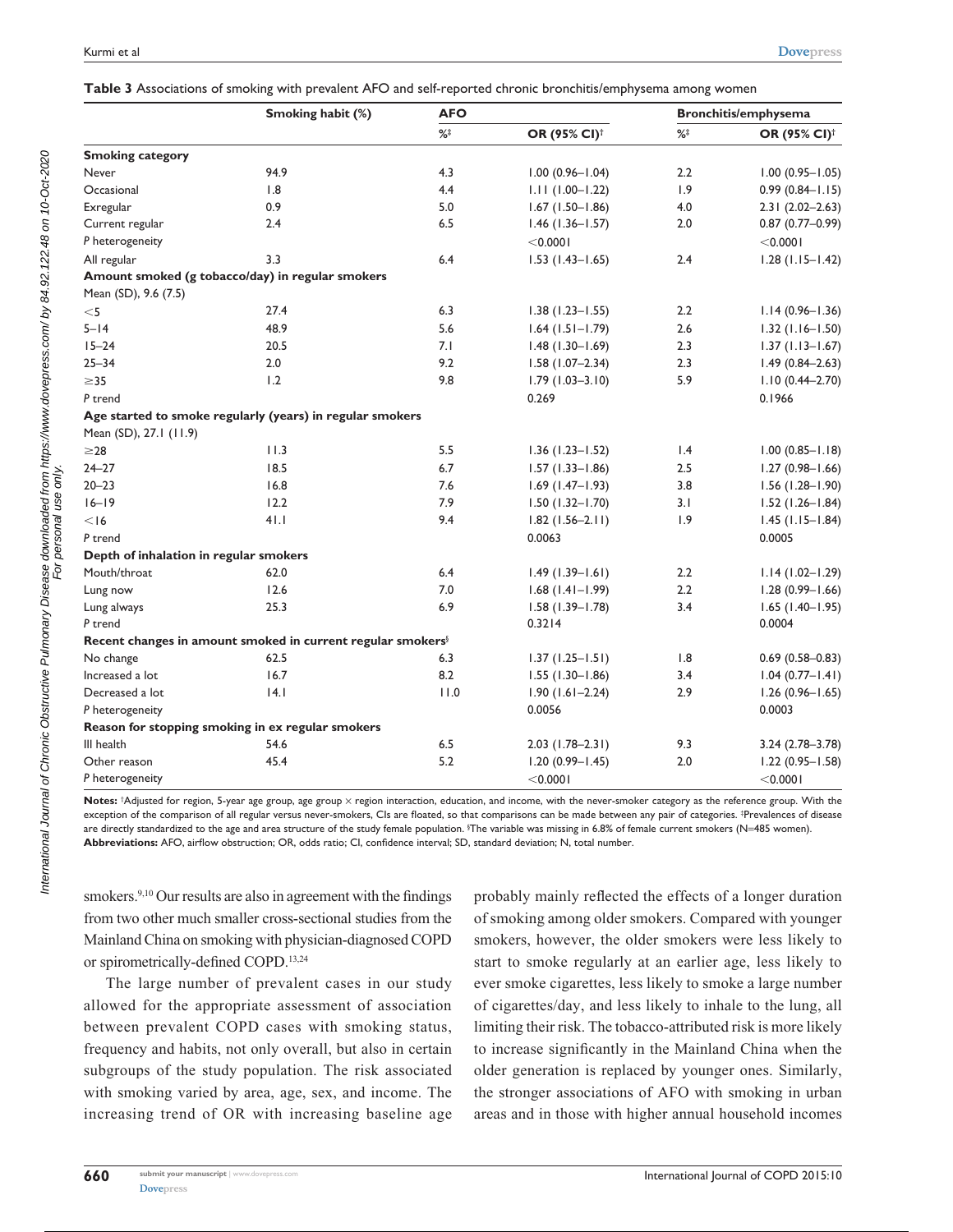**Table 3** Associations of smoking with prevalent AFO and self-reported chronic bronchitis/emphysema among women

| | Smoking habit (%) | AFO | | Bronchitis/emphysema | |
|---|---|---|---|---|---|
| | | %[‡] | OR (95% CI)[†] | %[‡] | OR (95% CI)[†] |
| **Smoking category** | | | | | |
| Never | 94.9 | 4.3 | 1.00 (0.96–1.04) | 2.2 | 1.00 (0.95–1.05) |
| Occasional | 1.8 | 4.4 | 1.11 (1.00–1.22) | 1.9 | 0.99 (0.84–1.15) |
| Exregular | 0.9 | 5.0 | 1.67 (1.50–1.86) | 4.0 | 2.31 (2.02–2.63) |
| Current regular | 2.4 | 6.5 | 1.46 (1.36–1.57) | 2.0 | 0.87 (0.77–0.99) |
| *P* heterogeneity | | | <0.0001 | | <0.0001 |
| All regular | 3.3 | 6.4 | 1.53 (1.43–1.65) | 2.4 | 1.28 (1.15–1.42) |
| **Amount smoked (g tobacco/day) in regular smokers** | | | | | |
| Mean (SD), 9.6 (7.5) | | | | | |
| <5 | 27.4 | 6.3 | 1.38 (1.23–1.55) | 2.2 | 1.14 (0.96–1.36) |
| 5–14 | 48.9 | 5.6 | 1.64 (1.51–1.79) | 2.6 | 1.32 (1.16–1.50) |
| 15–24 | 20.5 | 7.1 | 1.48 (1.30–1.69) | 2.3 | 1.37 (1.13–1.67) |
| 25–34 | 2.0 | 9.2 | 1.58 (1.07–2.34) | 2.3 | 1.49 (0.84–2.63) |
| ≥35 | 1.2 | 9.8 | 1.79 (1.03–3.10) | 5.9 | 1.10 (0.44–2.70) |
| *P* trend | | | 0.269 | | 0.1966 |
| **Age started to smoke regularly (years) in regular smokers** | | | | | |
| Mean (SD), 27.1 (11.9) | | | | | |
| ≥28 | 11.3 | 5.5 | 1.36 (1.23–1.52) | 1.4 | 1.00 (0.85–1.18) |
| 24–27 | 18.5 | 6.7 | 1.57 (1.33–1.86) | 2.5 | 1.27 (0.98–1.66) |
| 20–23 | 16.8 | 7.6 | 1.69 (1.47–1.93) | 3.8 | 1.56 (1.28–1.90) |
| 16–19 | 12.2 | 7.9 | 1.50 (1.32–1.70) | 3.1 | 1.52 (1.26–1.84) |
| <16 | 41.1 | 9.4 | 1.82 (1.56–2.11) | 1.9 | 1.45 (1.15–1.84) |
| *P* trend | | | 0.0063 | | 0.0005 |
| **Depth of inhalation in regular smokers** | | | | | |
| Mouth/throat | 62.0 | 6.4 | 1.49 (1.39–1.61) | 2.2 | 1.14 (1.02–1.29) |
| Lung now | 12.6 | 7.0 | 1.68 (1.41–1.99) | 2.2 | 1.28 (0.99–1.66) |
| Lung always | 25.3 | 6.9 | 1.58 (1.39–1.78) | 3.4 | 1.65 (1.40–1.95) |
| *P* trend | | | 0.3214 | | 0.0004 |
| **Recent changes in amount smoked in current regular smokers**[§] | | | | | |
| No change | 62.5 | 6.3 | 1.37 (1.25–1.51) | 1.8 | 0.69 (0.58–0.83) |
| Increased a lot | 16.7 | 8.2 | 1.55 (1.30–1.86) | 3.4 | 1.04 (0.77–1.41) |
| Decreased a lot | 14.1 | 11.0 | 1.90 (1.61–2.24) | 2.9 | 1.26 (0.96–1.65) |
| *P* heterogeneity | | | 0.0056 | | 0.0003 |
| **Reason for stopping smoking in ex regular smokers** | | | | | |
| Ill health | 54.6 | 6.5 | 2.03 (1.78–2.31) | 9.3 | 3.24 (2.78–3.78) |
| Other reason | 45.4 | 5.2 | 1.20 (0.99–1.45) | 2.0 | 1.22 (0.95–1.58) |
| *P* heterogeneity | | | <0.0001 | | <0.0001 |

**Notes:** [†]Adjusted for region, 5-year age group, age group × region interaction, education, and income, with the never-smoker category as the reference group. With the exception of the comparison of all regular versus never-smokers, CIs are floated, so that comparisons can be made between any pair of categories. [‡]Prevalences of disease are directly standardized to the age and area structure of the study female population. [§]The variable was missing in 6.8% of female current smokers (N=485 women).
**Abbreviations:** AFO, airflow obstruction; OR, odds ratio; CI, confidence interval; SD, standard deviation; N, total number.

smokers.[9,10] Our results are also in agreement with the findings from two other much smaller cross-sectional studies from the Mainland China on smoking with physician-diagnosed COPD or spirometrically-defined COPD.[13,24]

The large number of prevalent cases in our study allowed for the appropriate assessment of association between prevalent COPD cases with smoking status, frequency and habits, not only overall, but also in certain subgroups of the study population. The risk associated with smoking varied by area, age, sex, and income. The increasing trend of OR with increasing baseline age probably mainly reflected the effects of a longer duration of smoking among older smokers. Compared with younger smokers, however, the older smokers were less likely to start to smoke regularly at an earlier age, less likely to ever smoke cigarettes, less likely to smoke a large number of cigarettes/day, and less likely to inhale to the lung, all limiting their risk. The tobacco-attributed risk is more likely to increase significantly in the Mainland China when the older generation is replaced by younger ones. Similarly, the stronger associations of AFO with smoking in urban areas and in those with higher annual household incomes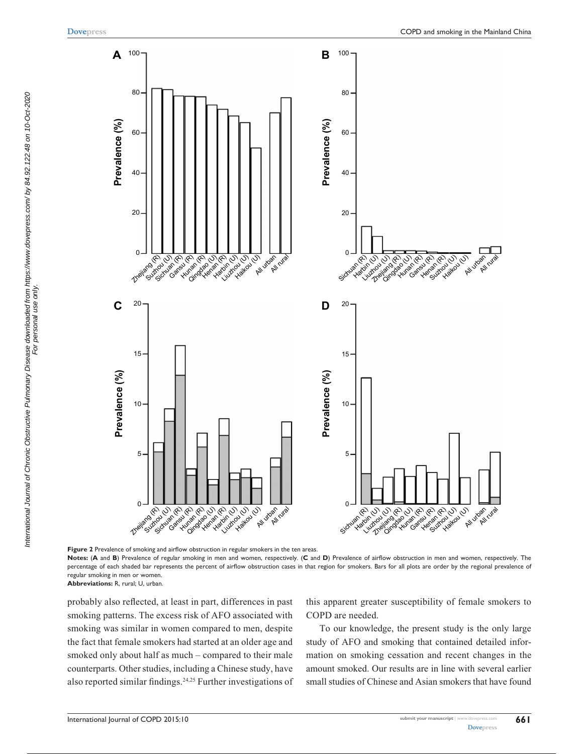Figure 2 Prevalence of smoking and airflow obstruction in regular smokers in the ten areas.

**Notes:** (**A** and **B**) Prevalence of regular smoking in men and women, respectively. (**C** and **D**) Prevalence of airflow obstruction in men and women, respectively. The percentage of each shaded bar represents the percent of airflow obstruction cases in that region for smokers. Bars for all plots are order by the regional prevalence of regular smoking in men or women.

**Abbreviations:** R, rural; U, urban.

probably also reflected, at least in part, differences in past smoking patterns. The excess risk of AFO associated with smoking was similar in women compared to men, despite the fact that female smokers had started at an older age and smoked only about half as much – compared to their male counterparts. Other studies, including a Chinese study, have also reported similar findings.[24,25] Further investigations of this apparent greater susceptibility of female smokers to COPD are needed.

To our knowledge, the present study is the only large study of AFO and smoking that contained detailed information on smoking cessation and recent changes in the amount smoked. Our results are in line with several earlier small studies of Chinese and Asian smokers that have found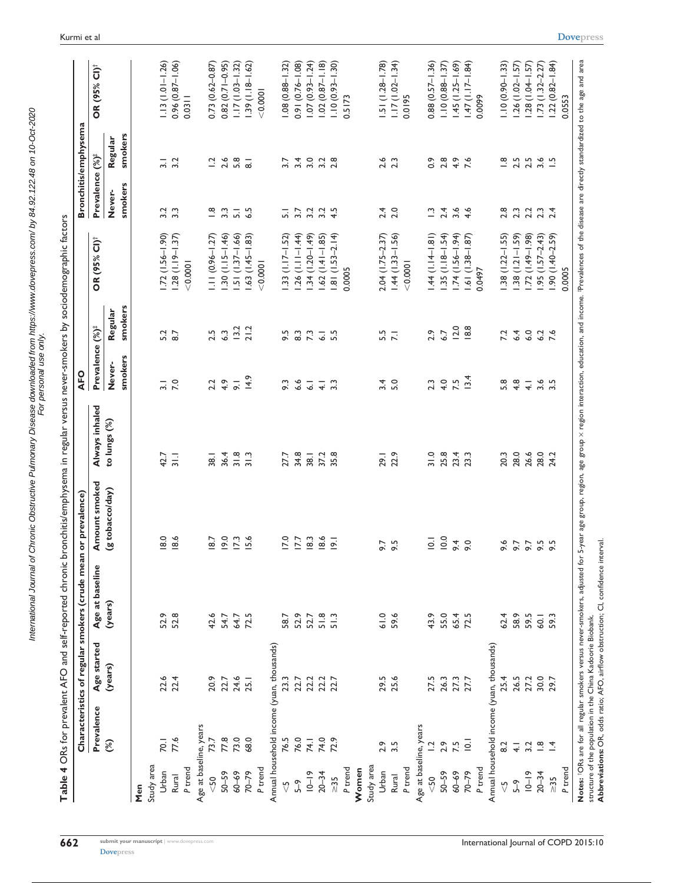**Table 4** ORs for prevalent AFO and self-reported chronic bronchitis/emphysema in regular versus never-smokers by sociodemographic factors

| | Characteristics of regular smokers (crude mean or prevalence) | | | | | AFO | | | Bronchitis/emphysema | | |
|---|---|---|---|---|---|---|---|---|---|---|---|
| | Prevalence (%) | Age started (years) | Age at baseline (years) | Amount smoked (g tobacco/day) | Always inhaled to lungs (%) | Prevalence (%)‡ | | OR (95% CI)† | Prevalence (%)‡ | | OR (95% CI)† |
| | | | | | | Never-smokers | Regular smokers | | Never-smokers | Regular smokers | |
| **Men** | | | | | | | | | | | |
| Study area | | | | | | | | | | | |
| Urban | 70.1 | 22.6 | 52.9 | 18.0 | 42.7 | 3.1 | 5.2 | 1.72 (1.56–1.90) | 3.2 | 3.1 | 1.13 (1.01–1.26) |
| Rural | 77.6 | 22.4 | 52.8 | 18.6 | 31.1 | 7.0 | 8.7 | 1.28 (1.19–1.37) | 3.3 | 3.2 | 0.96 (0.87–1.06) |
| *P* trend | | | | | | | | <0.0001 | | | 0.0311 |
| Age at baseline, years | | | | | | | | | | | |
| <50 | 73.7 | 20.9 | 42.6 | 18.7 | 38.1 | 2.2 | 2.5 | 1.11 (0.96–1.27) | 1.8 | 1.2 | 0.73 (0.62–0.87) |
| 50–59 | 77.8 | 22.7 | 54.7 | 19.0 | 36.4 | 4.9 | 6.3 | 1.30 (1.15–1.46) | 3.3 | 2.6 | 0.82 (0.71–0.95) |
| 60–69 | 73.0 | 24.6 | 64.7 | 17.3 | 31.8 | 9.1 | 13.2 | 1.51 (1.37–1.66) | 5.1 | 5.8 | 1.17 (1.03–1.32) |
| 70–79 | 68.0 | 25.1 | 72.5 | 15.6 | 31.3 | 14.9 | 21.2 | 1.63 (1.45–1.83) | 6.5 | 8.1 | 1.39 (1.18–1.62) |
| *P* trend | | | | | | | | <0.0001 | | | <0.0001 |
| Annual household income (yuan, thousands) | | | | | | | | | | | |
| <5 | 76.5 | 23.3 | 58.7 | 17.0 | 27.7 | 9.3 | 9.5 | 1.33 (1.17–1.52) | 5.1 | 3.7 | 1.08 (0.88–1.32) |
| 5–9 | 76.0 | 22.7 | 52.9 | 17.7 | 34.8 | 6.6 | 8.3 | 1.26 (1.11–1.44) | 3.7 | 3.4 | 0.91 (0.76–1.08) |
| 10–19 | 74.1 | 22.2 | 52.7 | 18.3 | 38.1 | 6.1 | 7.3 | 1.34 (1.20–1.49) | 3.2 | 3.0 | 1.07 (0.93–1.24) |
| 20–34 | 74.0 | 22.2 | 51.8 | 18.6 | 37.2 | 4.1 | 6.1 | 1.62 (1.41–1.85) | 3.2 | 3.2 | 1.02 (0.87–1.18) |
| ≥35 | 72.9 | 22.7 | 51.3 | 19.1 | 35.8 | 3.3 | 5.5 | 1.81 (1.53–2.14) | 4.5 | 2.8 | 1.10 (0.93–1.30) |
| *P* trend | | | | | | | | 0.0005 | | | 0.5173 |
| **Women** | | | | | | | | | | | |
| Study area | | | | | | | | | | | |
| Urban | 2.9 | 29.5 | 61.0 | 9.7 | 29.1 | 3.4 | 5.5 | 2.04 (1.75–2.37) | 2.4 | 2.6 | 1.51 (1.28–1.78) |
| Rural | 3.5 | 25.6 | 59.6 | 9.5 | 22.9 | 5.0 | 7.1 | 1.44 (1.33–1.56) | 2.0 | 2.3 | 1.17 (1.02–1.34) |
| *P* trend | | | | | | | | <0.0001 | | | 0.0195 |
| Age at baseline, years | | | | | | | | | | | |
| <50 | 1.2 | 27.5 | 43.9 | 10.1 | 31.0 | 2.3 | 2.9 | 1.44 (1.14–1.81) | 1.3 | 0.9 | 0.88 (0.57–1.36) |
| 50–59 | 2.9 | 26.3 | 55.0 | 10.0 | 25.8 | 4.0 | 6.7 | 1.35 (1.18–1.54) | 2.4 | 2.8 | 1.10 (0.88–1.37) |
| 60–69 | 7.5 | 27.3 | 65.4 | 9.4 | 23.4 | 7.5 | 12.0 | 1.74 (1.56–1.94) | 3.6 | 4.9 | 1.45 (1.25–1.69) |
| 70–79 | 10.1 | 27.7 | 72.5 | 9.0 | 23.3 | 13.4 | 18.8 | 1.61 (1.38–1.87) | 4.6 | 7.6 | 1.47 (1.17–1.84) |
| *P* trend | | | | | | | | 0.0497 | | | 0.0099 |
| Annual household income (yuan, thousands) | | | | | | | | | | | |
| <5 | 8.2 | 25.4 | 62.4 | 9.6 | 20.3 | 5.8 | 7.2 | 1.38 (1.22–1.55) | 2.8 | 1.8 | 1.10 (0.90–1.33) |
| 5–9 | 4.1 | 26.5 | 58.9 | 9.7 | 28.0 | 4.8 | 6.4 | 1.38 (1.21–1.59) | 2.3 | 2.5 | 1.26 (1.02–1.57) |
| 10–19 | 3.2 | 27.2 | 59.5 | 9.7 | 26.6 | 4.1 | 6.0 | 1.72 (1.49–1.98) | 2.2 | 2.5 | 1.28 (1.04–1.57) |
| 20–34 | 1.8 | 30.0 | 60.1 | 9.5 | 28.0 | 3.6 | 6.2 | 1.95 (1.57–2.43) | 2.3 | 3.6 | 1.73 (1.32–2.27) |
| ≥35 | 1.4 | 29.7 | 59.3 | 9.5 | 24.2 | 3.5 | 7.6 | 1.90 (1.40–2.59) | 2.4 | 1.5 | 1.22 (0.82–1.84) |
| *P* trend | | | | | | | | 0.0005 | | | 0.0553 |

**Notes:** †ORs are for all regular smokers versus never-smokers, adjusted for 5-year age group, region, age group × region interaction, education, and income. ‡Prevalences of the disease are directly standardized to the age and area structure of the population in the China Kadoorie Biobank.

**Abbreviations:** OR, odds ratio; AFO, airflow obstruction; CI, confidence interval.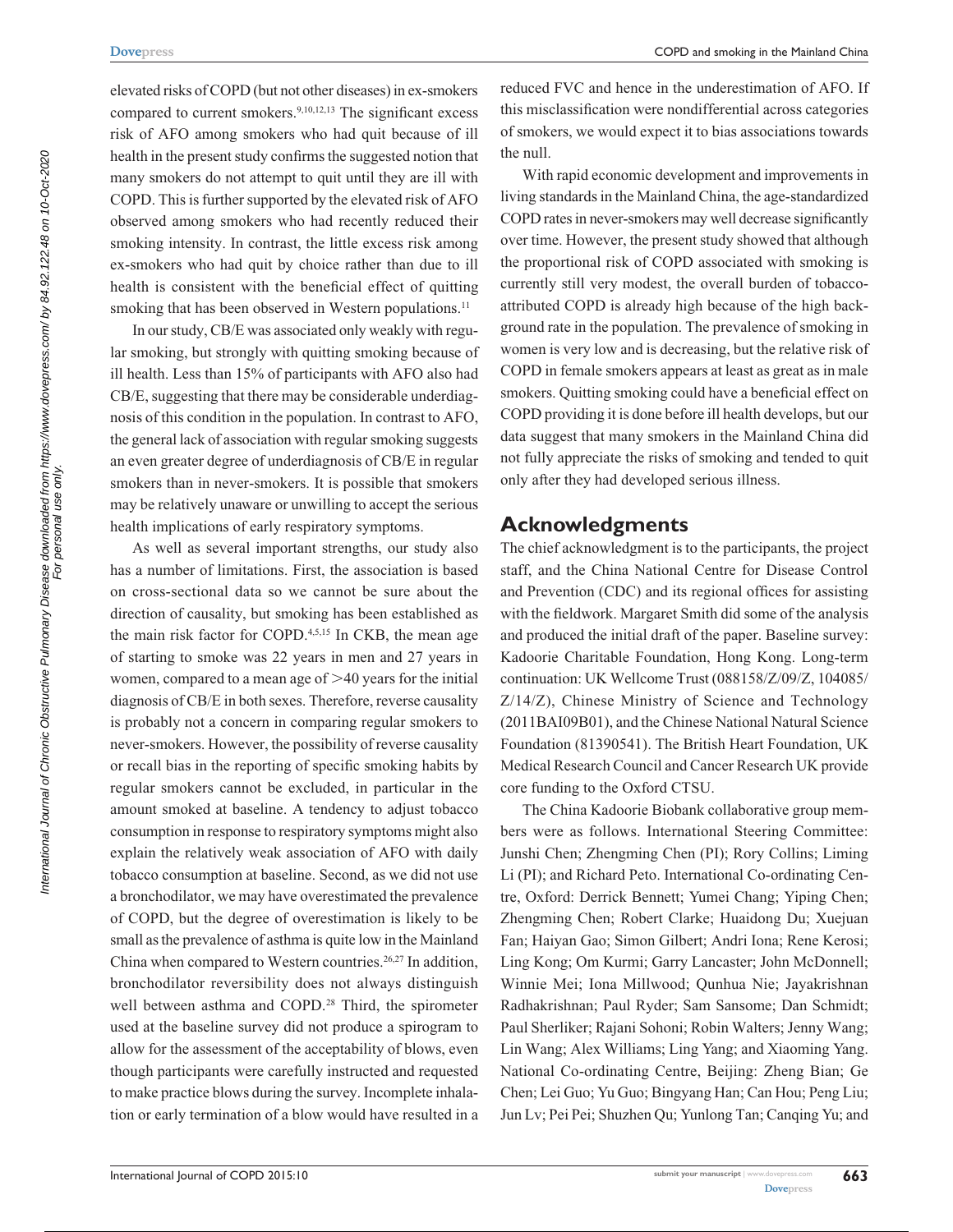elevated risks of COPD (but not other diseases) in ex-smokers compared to current smokers.[9,10,12,13] The significant excess risk of AFO among smokers who had quit because of ill health in the present study confirms the suggested notion that many smokers do not attempt to quit until they are ill with COPD. This is further supported by the elevated risk of AFO observed among smokers who had recently reduced their smoking intensity. In contrast, the little excess risk among ex-smokers who had quit by choice rather than due to ill health is consistent with the beneficial effect of quitting smoking that has been observed in Western populations.[11]

In our study, CB/E was associated only weakly with regular smoking, but strongly with quitting smoking because of ill health. Less than 15% of participants with AFO also had CB/E, suggesting that there may be considerable underdiagnosis of this condition in the population. In contrast to AFO, the general lack of association with regular smoking suggests an even greater degree of underdiagnosis of CB/E in regular smokers than in never-smokers. It is possible that smokers may be relatively unaware or unwilling to accept the serious health implications of early respiratory symptoms.

As well as several important strengths, our study also has a number of limitations. First, the association is based on cross-sectional data so we cannot be sure about the direction of causality, but smoking has been established as the main risk factor for COPD.[4,5,15] In CKB, the mean age of starting to smoke was 22 years in men and 27 years in women, compared to a mean age of >40 years for the initial diagnosis of CB/E in both sexes. Therefore, reverse causality is probably not a concern in comparing regular smokers to never-smokers. However, the possibility of reverse causality or recall bias in the reporting of specific smoking habits by regular smokers cannot be excluded, in particular in the amount smoked at baseline. A tendency to adjust tobacco consumption in response to respiratory symptoms might also explain the relatively weak association of AFO with daily tobacco consumption at baseline. Second, as we did not use a bronchodilator, we may have overestimated the prevalence of COPD, but the degree of overestimation is likely to be small as the prevalence of asthma is quite low in the Mainland China when compared to Western countries.[26,27] In addition, bronchodilator reversibility does not always distinguish well between asthma and COPD.[28] Third, the spirometer used at the baseline survey did not produce a spirogram to allow for the assessment of the acceptability of blows, even though participants were carefully instructed and requested to make practice blows during the survey. Incomplete inhalation or early termination of a blow would have resulted in a reduced FVC and hence in the underestimation of AFO. If this misclassification were nondifferential across categories of smokers, we would expect it to bias associations towards the null.

With rapid economic development and improvements in living standards in the Mainland China, the age-standardized COPD rates in never-smokers may well decrease significantly over time. However, the present study showed that although the proportional risk of COPD associated with smoking is currently still very modest, the overall burden of tobacco-attributed COPD is already high because of the high background rate in the population. The prevalence of smoking in women is very low and is decreasing, but the relative risk of COPD in female smokers appears at least as great as in male smokers. Quitting smoking could have a beneficial effect on COPD providing it is done before ill health develops, but our data suggest that many smokers in the Mainland China did not fully appreciate the risks of smoking and tended to quit only after they had developed serious illness.

## Acknowledgments

The chief acknowledgment is to the participants, the project staff, and the China National Centre for Disease Control and Prevention (CDC) and its regional offices for assisting with the fieldwork. Margaret Smith did some of the analysis and produced the initial draft of the paper. Baseline survey: Kadoorie Charitable Foundation, Hong Kong. Long-term continuation: UK Wellcome Trust (088158/Z/09/Z, 104085/Z/14/Z), Chinese Ministry of Science and Technology (2011BAI09B01), and the Chinese National Natural Science Foundation (81390541). The British Heart Foundation, UK Medical Research Council and Cancer Research UK provide core funding to the Oxford CTSU.

The China Kadoorie Biobank collaborative group members were as follows. International Steering Committee: Junshi Chen; Zhengming Chen (PI); Rory Collins; Liming Li (PI); and Richard Peto. International Co-ordinating Centre, Oxford: Derrick Bennett; Yumei Chang; Yiping Chen; Zhengming Chen; Robert Clarke; Huaidong Du; Xuejuan Fan; Haiyan Gao; Simon Gilbert; Andri Iona; Rene Kerosi; Ling Kong; Om Kurmi; Garry Lancaster; John McDonnell; Winnie Mei; Iona Millwood; Qunhua Nie; Jayakrishnan Radhakrishnan; Paul Ryder; Sam Sansome; Dan Schmidt; Paul Sherliker; Rajani Sohoni; Robin Walters; Jenny Wang; Lin Wang; Alex Williams; Ling Yang; and Xiaoming Yang. National Co-ordinating Centre, Beijing: Zheng Bian; Ge Chen; Lei Guo; Yu Guo; Bingyang Han; Can Hou; Peng Liu; Jun Lv; Pei Pei; Shuzhen Qu; Yunlong Tan; Canqing Yu; and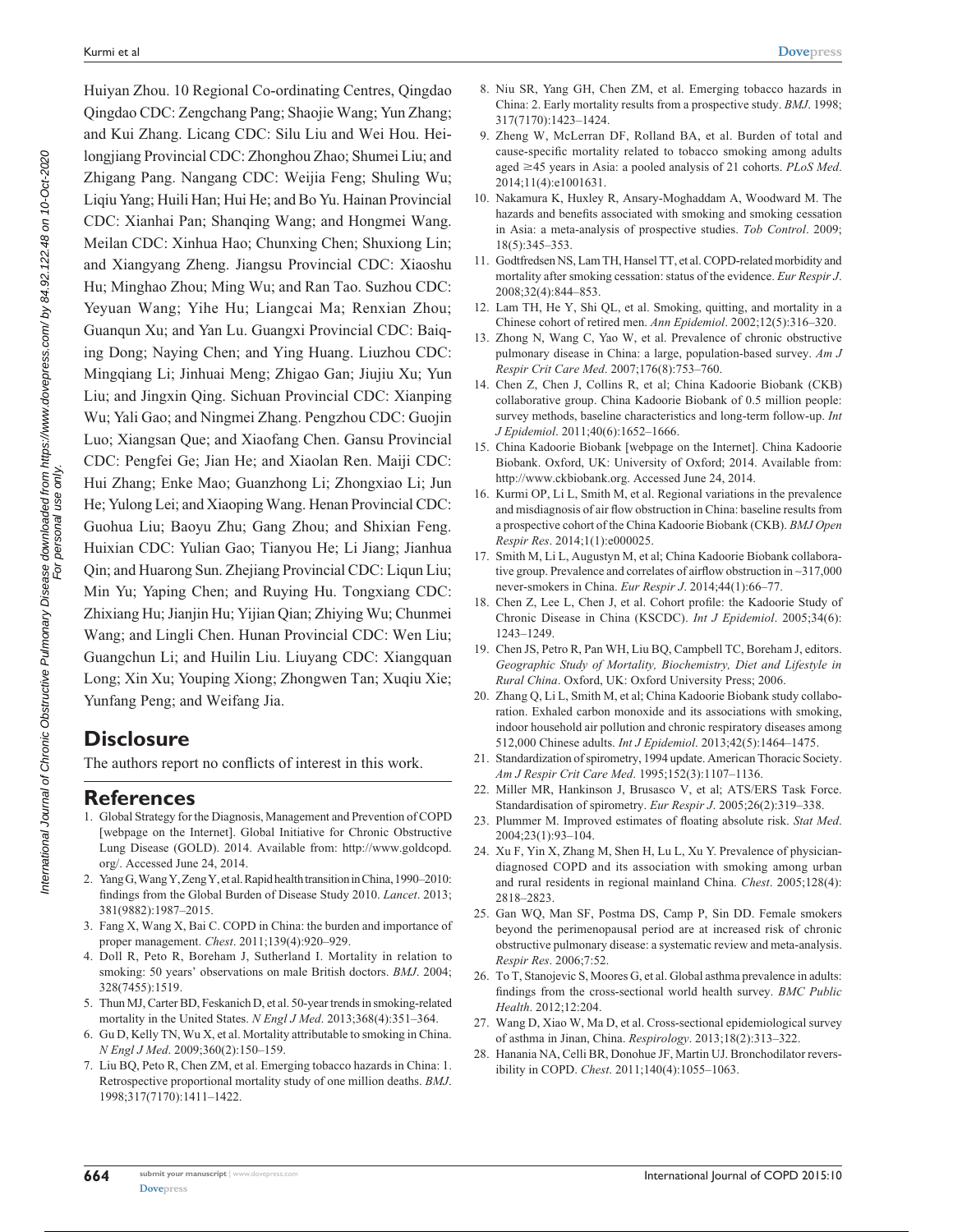Huiyan Zhou. 10 Regional Co-ordinating Centres, Qingdao Qingdao CDC: Zengchang Pang; Shaojie Wang; Yun Zhang; and Kui Zhang. Licang CDC: Silu Liu and Wei Hou. Heilongjiang Provincial CDC: Zhonghou Zhao; Shumei Liu; and Zhigang Pang. Nangang CDC: Weijia Feng; Shuling Wu; Liqiu Yang; Huili Han; Hui He; and Bo Yu. Hainan Provincial CDC: Xianhai Pan; Shanqing Wang; and Hongmei Wang. Meilan CDC: Xinhua Hao; Chunxing Chen; Shuxiong Lin; and Xiangyang Zheng. Jiangsu Provincial CDC: Xiaoshu Hu; Minghao Zhou; Ming Wu; and Ran Tao. Suzhou CDC: Yeyuan Wang; Yihe Hu; Liangcai Ma; Renxian Zhou; Guanqun Xu; and Yan Lu. Guangxi Provincial CDC: Baiqing Dong; Naying Chen; and Ying Huang. Liuzhou CDC: Mingqiang Li; Jinhuai Meng; Zhigao Gan; Jiujiu Xu; Yun Liu; and Jingxin Qing. Sichuan Provincial CDC: Xianping Wu; Yali Gao; and Ningmei Zhang. Pengzhou CDC: Guojin Luo; Xiangsan Que; and Xiaofang Chen. Gansu Provincial CDC: Pengfei Ge; Jian He; and Xiaolan Ren. Maiji CDC: Hui Zhang; Enke Mao; Guanzhong Li; Zhongxiao Li; Jun He; Yulong Lei; and Xiaoping Wang. Henan Provincial CDC: Guohua Liu; Baoyu Zhu; Gang Zhou; and Shixian Feng. Huixian CDC: Yulian Gao; Tianyou He; Li Jiang; Jianhua Qin; and Huarong Sun. Zhejiang Provincial CDC: Liqun Liu; Min Yu; Yaping Chen; and Ruying Hu. Tongxiang CDC: Zhixiang Hu; Jianjin Hu; Yijian Qian; Zhiying Wu; Chunmei Wang; and Lingli Chen. Hunan Provincial CDC: Wen Liu; Guangchun Li; and Huilin Liu. Liuyang CDC: Xiangquan Long; Xin Xu; Youping Xiong; Zhongwen Tan; Xuqiu Xie; Yunfang Peng; and Weifang Jia.

## Disclosure

The authors report no conflicts of interest in this work.

## References

1. Global Strategy for the Diagnosis, Management and Prevention of COPD [webpage on the Internet]. Global Initiative for Chronic Obstructive Lung Disease (GOLD). 2014. Available from: http://www.goldcopd.org/. Accessed June 24, 2014.
2. Yang G, Wang Y, Zeng Y, et al. Rapid health transition in China, 1990–2010: findings from the Global Burden of Disease Study 2010. *Lancet*. 2013; 381(9882):1987–2015.
3. Fang X, Wang X, Bai C. COPD in China: the burden and importance of proper management. *Chest*. 2011;139(4):920–929.
4. Doll R, Peto R, Boreham J, Sutherland I. Mortality in relation to smoking: 50 years' observations on male British doctors. *BMJ*. 2004; 328(7455):1519.
5. Thun MJ, Carter BD, Feskanich D, et al. 50-year trends in smoking-related mortality in the United States. *N Engl J Med*. 2013;368(4):351–364.
6. Gu D, Kelly TN, Wu X, et al. Mortality attributable to smoking in China. *N Engl J Med*. 2009;360(2):150–159.
7. Liu BQ, Peto R, Chen ZM, et al. Emerging tobacco hazards in China: 1. Retrospective proportional mortality study of one million deaths. *BMJ*. 1998;317(7170):1411–1422.
8. Niu SR, Yang GH, Chen ZM, et al. Emerging tobacco hazards in China: 2. Early mortality results from a prospective study. *BMJ*. 1998; 317(7170):1423–1424.
9. Zheng W, McLerran DF, Rolland BA, et al. Burden of total and cause-specific mortality related to tobacco smoking among adults aged ≥45 years in Asia: a pooled analysis of 21 cohorts. *PLoS Med*. 2014;11(4):e1001631.
10. Nakamura K, Huxley R, Ansary-Moghaddam A, Woodward M. The hazards and benefits associated with smoking and smoking cessation in Asia: a meta-analysis of prospective studies. *Tob Control*. 2009; 18(5):345–353.
11. Godtfredsen NS, Lam TH, Hansel TT, et al. COPD-related morbidity and mortality after smoking cessation: status of the evidence. *Eur Respir J*. 2008;32(4):844–853.
12. Lam TH, He Y, Shi QL, et al. Smoking, quitting, and mortality in a Chinese cohort of retired men. *Ann Epidemiol*. 2002;12(5):316–320.
13. Zhong N, Wang C, Yao W, et al. Prevalence of chronic obstructive pulmonary disease in China: a large, population-based survey. *Am J Respir Crit Care Med*. 2007;176(8):753–760.
14. Chen Z, Chen J, Collins R, et al; China Kadoorie Biobank (CKB) collaborative group. China Kadoorie Biobank of 0.5 million people: survey methods, baseline characteristics and long-term follow-up. *Int J Epidemiol*. 2011;40(6):1652–1666.
15. China Kadoorie Biobank [webpage on the Internet]. China Kadoorie Biobank. Oxford, UK: University of Oxford; 2014. Available from: http://www.ckbiobank.org. Accessed June 24, 2014.
16. Kurmi OP, Li L, Smith M, et al. Regional variations in the prevalence and misdiagnosis of air flow obstruction in China: baseline results from a prospective cohort of the China Kadoorie Biobank (CKB). *BMJ Open Respir Res*. 2014;1(1):e000025.
17. Smith M, Li L, Augustyn M, et al; China Kadoorie Biobank collaborative group. Prevalence and correlates of airflow obstruction in ~317,000 never-smokers in China. *Eur Respir J*. 2014;44(1):66–77.
18. Chen Z, Lee L, Chen J, et al. Cohort profile: the Kadoorie Study of Chronic Disease in China (KSCDC). *Int J Epidemiol*. 2005;34(6): 1243–1249.
19. Chen JS, Petro R, Pan WH, Liu BQ, Campbell TC, Boreham J, editors. *Geographic Study of Mortality, Biochemistry, Diet and Lifestyle in Rural China*. Oxford, UK: Oxford University Press; 2006.
20. Zhang Q, Li L, Smith M, et al; China Kadoorie Biobank study collaboration. Exhaled carbon monoxide and its associations with smoking, indoor household air pollution and chronic respiratory diseases among 512,000 Chinese adults. *Int J Epidemiol*. 2013;42(5):1464–1475.
21. Standardization of spirometry, 1994 update. American Thoracic Society. *Am J Respir Crit Care Med*. 1995;152(3):1107–1136.
22. Miller MR, Hankinson J, Brusasco V, et al; ATS/ERS Task Force. Standardisation of spirometry. *Eur Respir J*. 2005;26(2):319–338.
23. Plummer M. Improved estimates of floating absolute risk. *Stat Med*. 2004;23(1):93–104.
24. Xu F, Yin X, Zhang M, Shen H, Lu L, Xu Y. Prevalence of physician-diagnosed COPD and its association with smoking among urban and rural residents in regional mainland China. *Chest*. 2005;128(4): 2818–2823.
25. Gan WQ, Man SF, Postma DS, Camp P, Sin DD. Female smokers beyond the perimenopausal period are at increased risk of chronic obstructive pulmonary disease: a systematic review and meta-analysis. *Respir Res*. 2006;7:52.
26. To T, Stanojevic S, Moores G, et al. Global asthma prevalence in adults: findings from the cross-sectional world health survey. *BMC Public Health*. 2012;12:204.
27. Wang D, Xiao W, Ma D, et al. Cross-sectional epidemiological survey of asthma in Jinan, China. *Respirology*. 2013;18(2):313–322.
28. Hanania NA, Celli BR, Donohue JF, Martin UJ. Bronchodilator reversibility in COPD. *Chest*. 2011;140(4):1055–1063.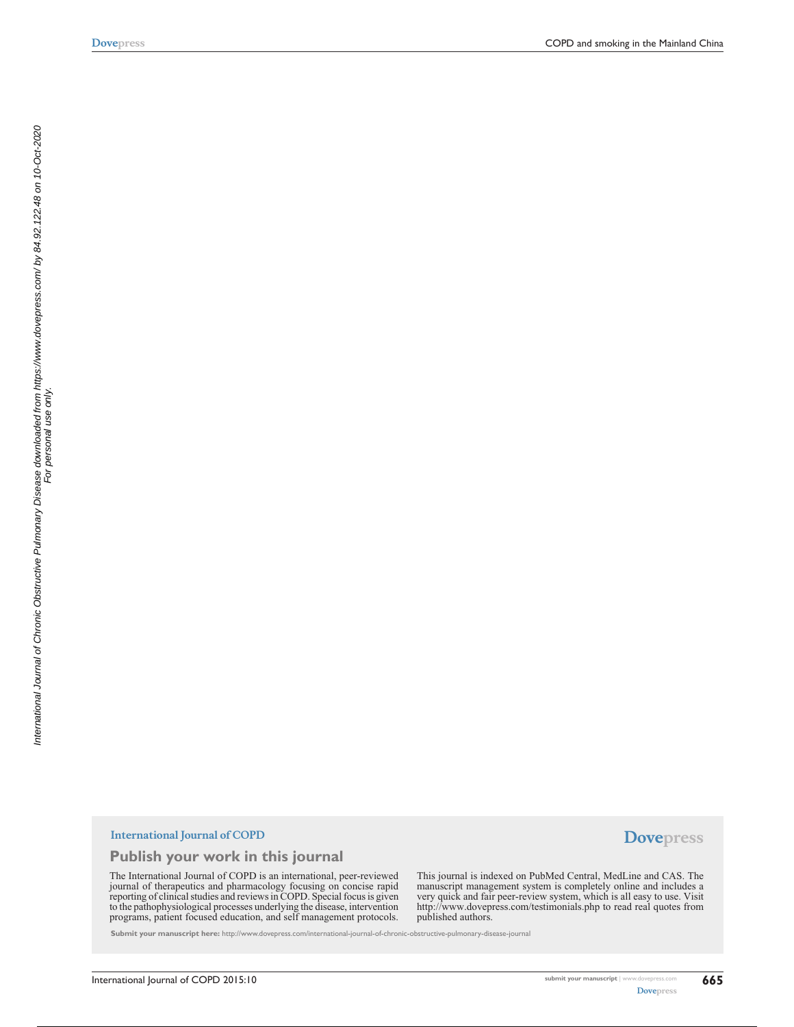**International Journal of COPD**

**Dovepress**

## Publish your work in this journal

The International Journal of COPD is an international, peer-reviewed journal of therapeutics and pharmacology focusing on concise rapid reporting of clinical studies and reviews in COPD. Special focus is given to the pathophysiological processes underlying the disease, intervention programs, patient focused education, and self management protocols. This journal is indexed on PubMed Central, MedLine and CAS. The manuscript management system is completely online and includes a very quick and fair peer-review system, which is all easy to use. Visit http://www.dovepress.com/testimonials.php to read real quotes from published authors.

**Submit your manuscript here:** http://www.dovepress.com/international-journal-of-chronic-obstructive-pulmonary-disease-journal